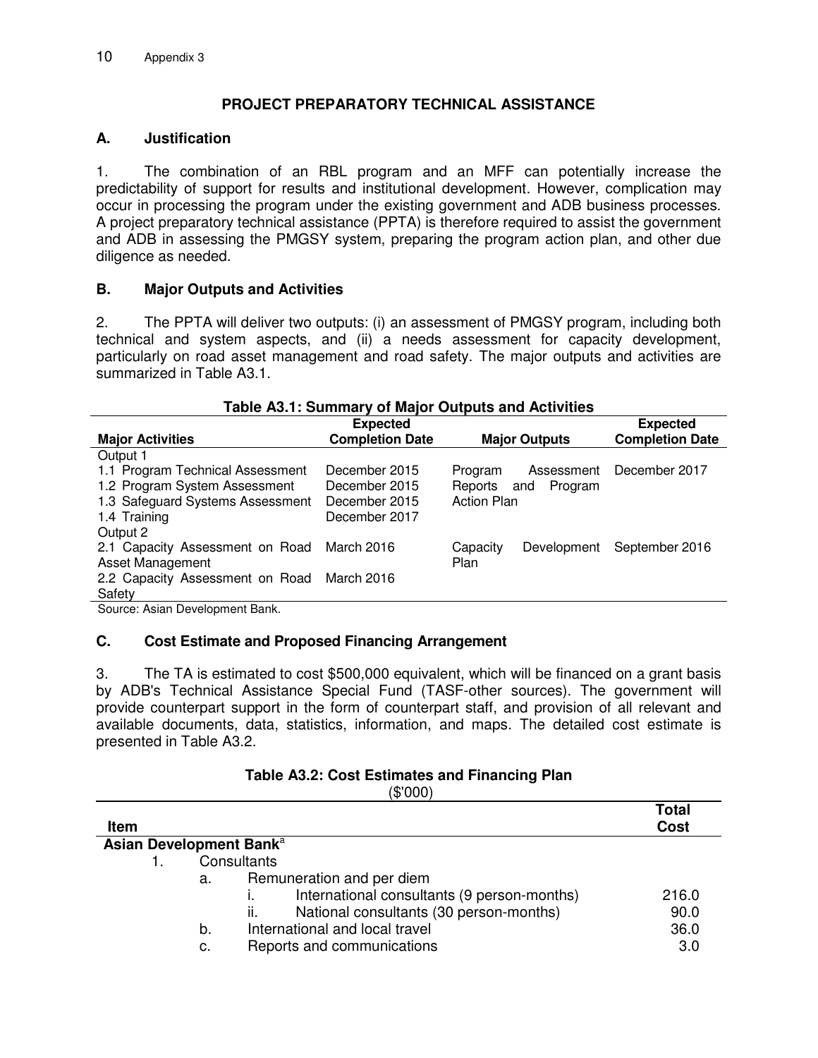## PROJECT PREPARATORY TECHNICAL ASSISTANCE

### A. Justification

1. The combination of an RBL program and an MFF can potentially increase the predictability of support for results and institutional development. However, complication may occur in processing the program under the existing government and ADB business processes. A project preparatory technical assistance (PPTA) is therefore required to assist the government and ADB in assessing the PMGSY system, preparing the program action plan, and other due diligence as needed.

### B. Major Outputs and Activities

2. The PPTA will deliver two outputs: (i) an assessment of PMGSY program, including both technical and system aspects, and (ii) a needs assessment for capacity development, particularly on road asset management and road safety. The major outputs and activities are summarized in Table A3.1.

**Table A3.1: Summary of Major Outputs and Activities**

| Major Activities | Expected Completion Date | Major Outputs | Expected Completion Date |
|---|---|---|---|
| Output 1 | | | |
| 1.1 Program Technical Assessment | December 2015 | Program Assessment Reports and Program Action Plan | December 2017 |
| 1.2 Program System Assessment | December 2015 | | |
| 1.3 Safeguard Systems Assessment | December 2015 | | |
| 1.4 Training | December 2017 | | |
| Output 2 | | | |
| 2.1 Capacity Assessment on Road Asset Management | March 2016 | Capacity Development Plan | September 2016 |
| 2.2 Capacity Assessment on Road Safety | March 2016 | | |

Source: Asian Development Bank.

### C. Cost Estimate and Proposed Financing Arrangement

3. The TA is estimated to cost $500,000 equivalent, which will be financed on a grant basis by ADB's Technical Assistance Special Fund (TASF-other sources). The government will provide counterpart support in the form of counterpart staff, and provision of all relevant and available documents, data, statistics, information, and maps. The detailed cost estimate is presented in Table A3.2.

**Table A3.2: Cost Estimates and Financing Plan**
($'000)

| Item | Total Cost |
|---|---|
| **Asian Development Bank**[a] | |
| 1. Consultants | |
| a. Remuneration and per diem | |
| i. International consultants (9 person-months) | 216.0 |
| ii. National consultants (30 person-months) | 90.0 |
| b. International and local travel | 36.0 |
| c. Reports and communications | 3.0 |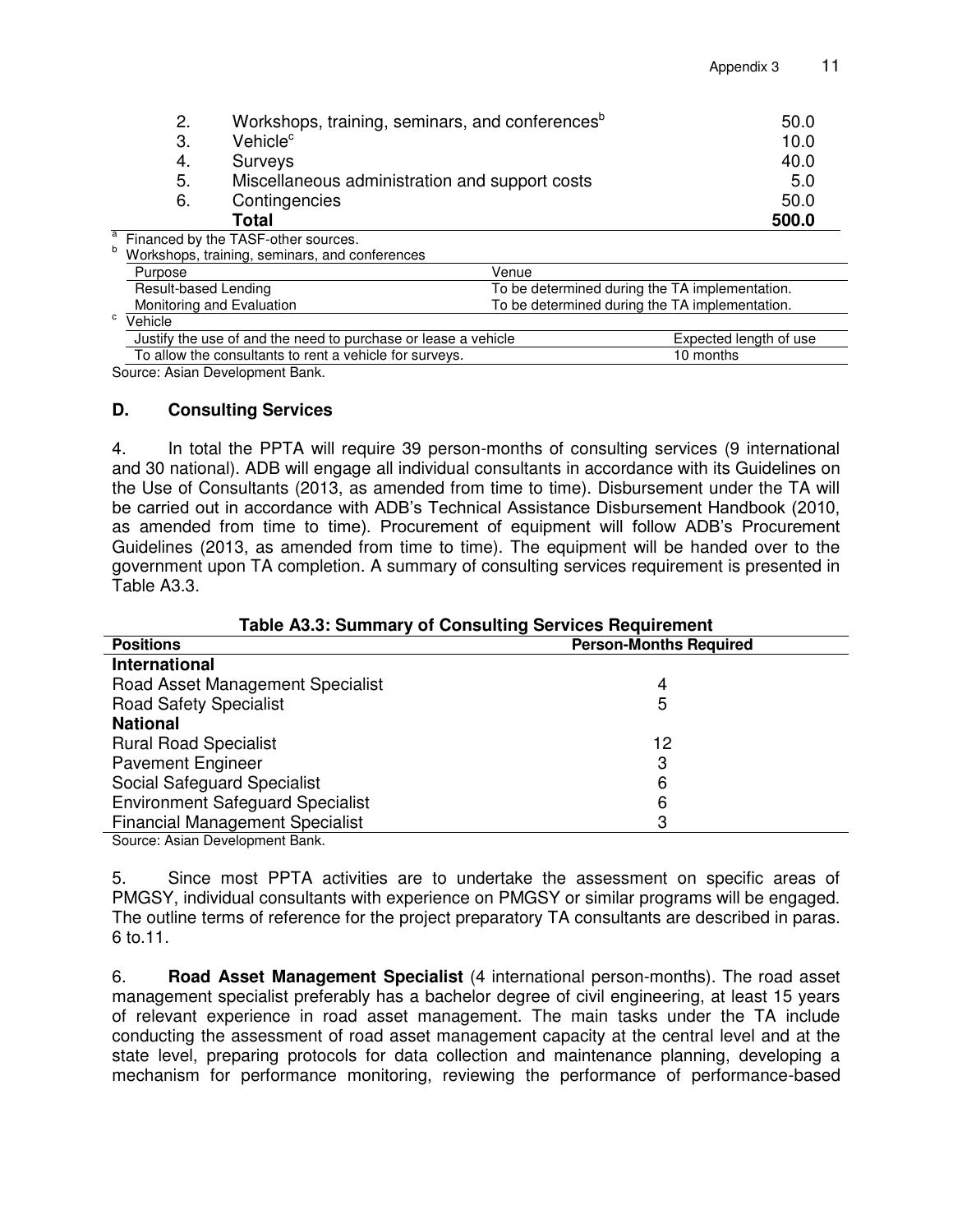| | | |
|---|---|---|
| 2. | Workshops, training, seminars, and conferences[b] | 50.0 |
| 3. | Vehicle[c] | 10.0 |
| 4. | Surveys | 40.0 |
| 5. | Miscellaneous administration and support costs | 5.0 |
| 6. | Contingencies | 50.0 |
| | **Total** | **500.0** |

[a] Financed by the TASF-other sources.

[b] Workshops, training, seminars, and conferences

| Purpose | Venue |
|---|---|
| Result-based Lending | To be determined during the TA implementation. |
| Monitoring and Evaluation | To be determined during the TA implementation. |

[c] Vehicle

| Justify the use of and the need to purchase or lease a vehicle | Expected length of use |
|---|---|
| To allow the consultants to rent a vehicle for surveys. | 10 months |

Source: Asian Development Bank.

### D. Consulting Services

4. In total the PPTA will require 39 person-months of consulting services (9 international and 30 national). ADB will engage all individual consultants in accordance with its Guidelines on the Use of Consultants (2013, as amended from time to time). Disbursement under the TA will be carried out in accordance with ADB's Technical Assistance Disbursement Handbook (2010, as amended from time to time). Procurement of equipment will follow ADB's Procurement Guidelines (2013, as amended from time to time). The equipment will be handed over to the government upon TA completion. A summary of consulting services requirement is presented in Table A3.3.

**Table A3.3: Summary of Consulting Services Requirement**

| Positions | Person-Months Required |
|---|---|
| **International** | |
| Road Asset Management Specialist | 4 |
| Road Safety Specialist | 5 |
| **National** | |
| Rural Road Specialist | 12 |
| Pavement Engineer | 3 |
| Social Safeguard Specialist | 6 |
| Environment Safeguard Specialist | 6 |
| Financial Management Specialist | 3 |

Source: Asian Development Bank.

5. Since most PPTA activities are to undertake the assessment on specific areas of PMGSY, individual consultants with experience on PMGSY or similar programs will be engaged. The outline terms of reference for the project preparatory TA consultants are described in paras. 6 to.11.

6. **Road Asset Management Specialist** (4 international person-months). The road asset management specialist preferably has a bachelor degree of civil engineering, at least 15 years of relevant experience in road asset management. The main tasks under the TA include conducting the assessment of road asset management capacity at the central level and at the state level, preparing protocols for data collection and maintenance planning, developing a mechanism for performance monitoring, reviewing the performance of performance-based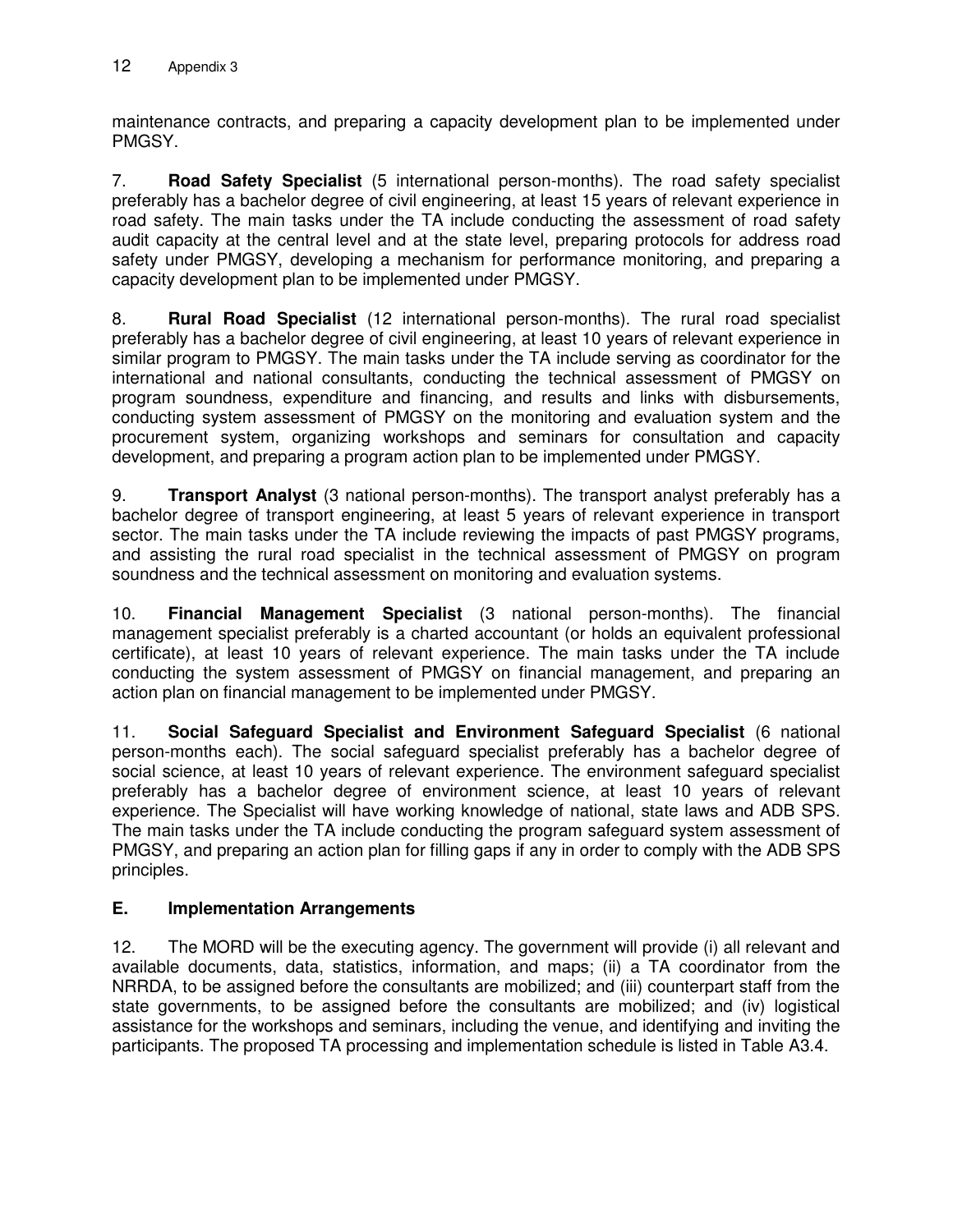maintenance contracts, and preparing a capacity development plan to be implemented under PMGSY.

7. **Road Safety Specialist** (5 international person-months). The road safety specialist preferably has a bachelor degree of civil engineering, at least 15 years of relevant experience in road safety. The main tasks under the TA include conducting the assessment of road safety audit capacity at the central level and at the state level, preparing protocols for address road safety under PMGSY, developing a mechanism for performance monitoring, and preparing a capacity development plan to be implemented under PMGSY.

8. **Rural Road Specialist** (12 international person-months). The rural road specialist preferably has a bachelor degree of civil engineering, at least 10 years of relevant experience in similar program to PMGSY. The main tasks under the TA include serving as coordinator for the international and national consultants, conducting the technical assessment of PMGSY on program soundness, expenditure and financing, and results and links with disbursements, conducting system assessment of PMGSY on the monitoring and evaluation system and the procurement system, organizing workshops and seminars for consultation and capacity development, and preparing a program action plan to be implemented under PMGSY.

9. **Transport Analyst** (3 national person-months). The transport analyst preferably has a bachelor degree of transport engineering, at least 5 years of relevant experience in transport sector. The main tasks under the TA include reviewing the impacts of past PMGSY programs, and assisting the rural road specialist in the technical assessment of PMGSY on program soundness and the technical assessment on monitoring and evaluation systems.

10. **Financial Management Specialist** (3 national person-months). The financial management specialist preferably is a charted accountant (or holds an equivalent professional certificate), at least 10 years of relevant experience. The main tasks under the TA include conducting the system assessment of PMGSY on financial management, and preparing an action plan on financial management to be implemented under PMGSY.

11. **Social Safeguard Specialist and Environment Safeguard Specialist** (6 national person-months each). The social safeguard specialist preferably has a bachelor degree of social science, at least 10 years of relevant experience. The environment safeguard specialist preferably has a bachelor degree of environment science, at least 10 years of relevant experience. The Specialist will have working knowledge of national, state laws and ADB SPS. The main tasks under the TA include conducting the program safeguard system assessment of PMGSY, and preparing an action plan for filling gaps if any in order to comply with the ADB SPS principles.

## E. Implementation Arrangements

12. The MORD will be the executing agency. The government will provide (i) all relevant and available documents, data, statistics, information, and maps; (ii) a TA coordinator from the NRRDA, to be assigned before the consultants are mobilized; and (iii) counterpart staff from the state governments, to be assigned before the consultants are mobilized; and (iv) logistical assistance for the workshops and seminars, including the venue, and identifying and inviting the participants. The proposed TA processing and implementation schedule is listed in Table A3.4.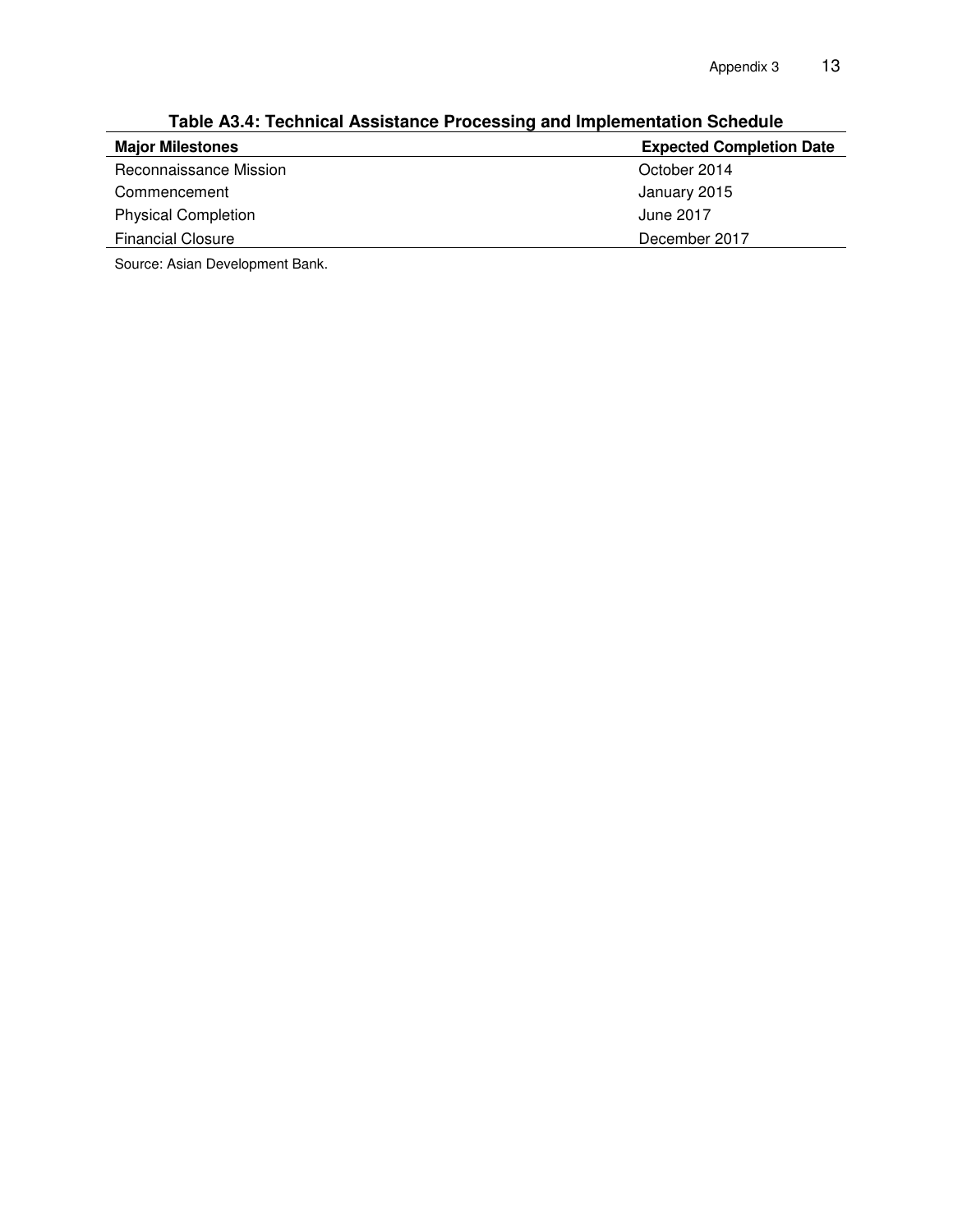**Table A3.4: Technical Assistance Processing and Implementation Schedule**

| Major Milestones | Expected Completion Date |
|---|---|
| Reconnaissance Mission | October 2014 |
| Commencement | January 2015 |
| Physical Completion | June 2017 |
| Financial Closure | December 2017 |

Source: Asian Development Bank.